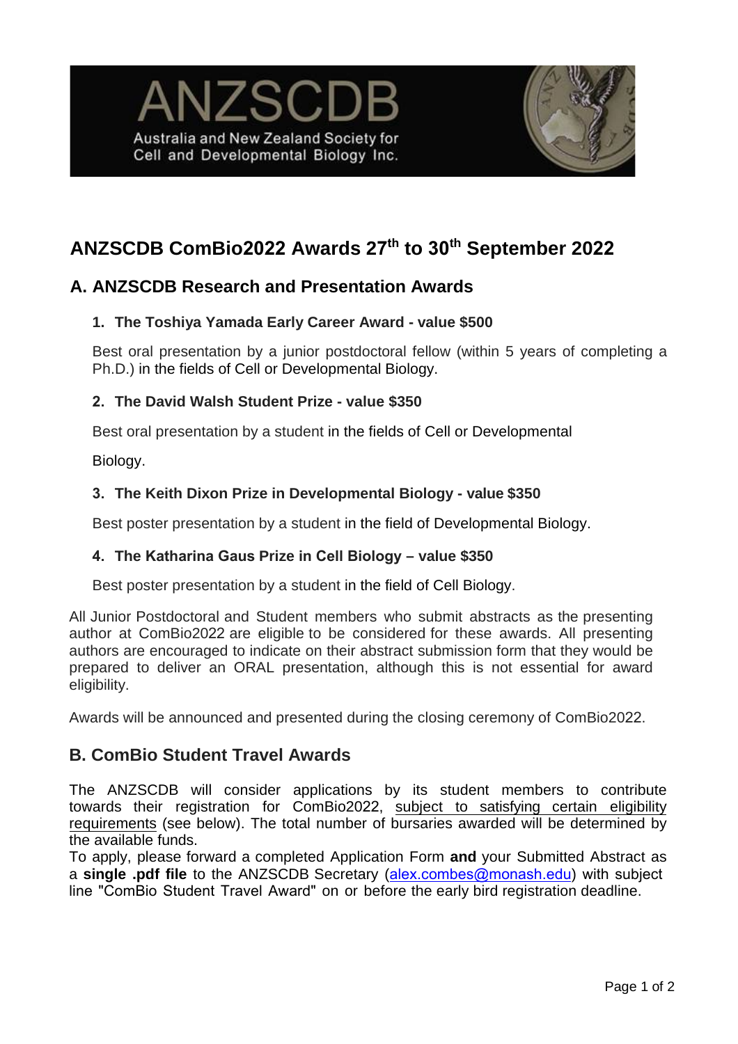# ANZSCDB

Australia and New Zealand Society for Cell and Developmental Biology Inc.

# ANZSCDB ComBio2022 Awards 27th to 30th September 2022

## A. ANZSCDB Research and Presentation Awards

### 1. The Toshiya Yamada Early Career Award - value $500

Best oral presentation by a junior postdoctoral fellow (within 5 years of completing a Ph.D.) in the fields of Cell or Developmental Biology.

### 2. The David Walsh Student Prize - value $350

Best oral presentation by a student in the fields of Cell or Developmental Biology.

### 3. The Keith Dixon Prize in Developmental Biology - value $350

Best poster presentation by a student in the field of Developmental Biology.

### 4. The Katharina Gaus Prize in Cell Biology – value $350

Best poster presentation by a student in the field of Cell Biology.

All Junior Postdoctoral and Student members who submit abstracts as the presenting author at ComBio2022 are eligible to be considered for these awards. All presenting authors are encouraged to indicate on their abstract submission form that they would be prepared to deliver an ORAL presentation, although this is not essential for award eligibility.

Awards will be announced and presented during the closing ceremony of ComBio2022.

## B. ComBio Student Travel Awards

The ANZSCDB will consider applications by its student members to contribute towards their registration for ComBio2022, subject to satisfying certain eligibility requirements (see below). The total number of bursaries awarded will be determined by the available funds.

To apply, please forward a completed Application Form **and** your Submitted Abstract as a **single .pdf file** to the ANZSCDB Secretary (alex.combes@monash.edu) with subject line "ComBio Student Travel Award" on or before the early bird registration deadline.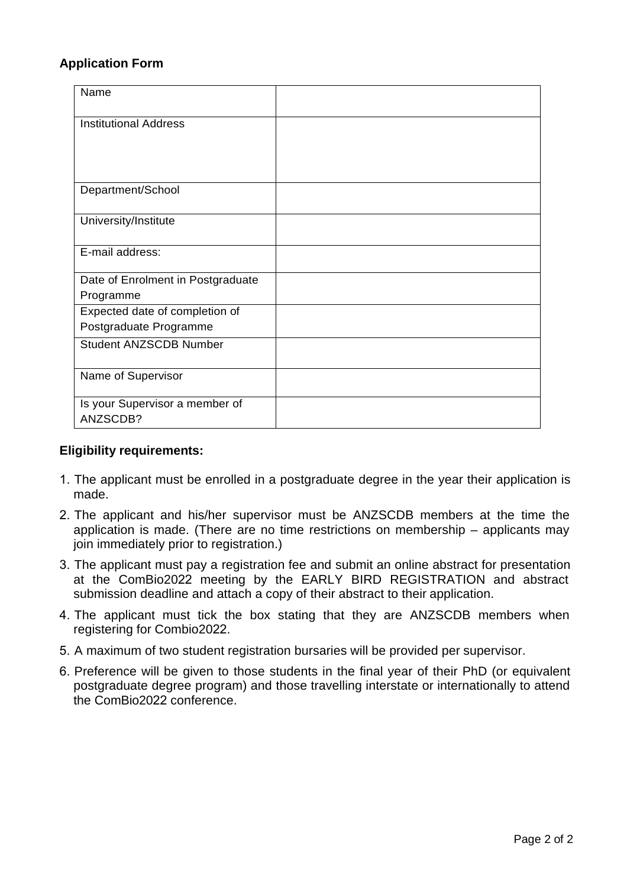**Application Form**

| | |
|---|---|
| Name | |
| Institutional Address | |
| Department/School | |
| University/Institute | |
| E-mail address: | |
| Date of Enrolment in Postgraduate Programme | |
| Expected date of completion of Postgraduate Programme | |
| Student ANZSCDB Number | |
| Name of Supervisor | |
| Is your Supervisor a member of ANZSCDB? | |

**Eligibility requirements:**

1. The applicant must be enrolled in a postgraduate degree in the year their application is made.
2. The applicant and his/her supervisor must be ANZSCDB members at the time the application is made. (There are no time restrictions on membership – applicants may join immediately prior to registration.)
3. The applicant must pay a registration fee and submit an online abstract for presentation at the ComBio2022 meeting by the EARLY BIRD REGISTRATION and abstract submission deadline and attach a copy of their abstract to their application.
4. The applicant must tick the box stating that they are ANZSCDB members when registering for Combio2022.
5. A maximum of two student registration bursaries will be provided per supervisor.
6. Preference will be given to those students in the final year of their PhD (or equivalent postgraduate degree program) and those travelling interstate or internationally to attend the ComBio2022 conference.